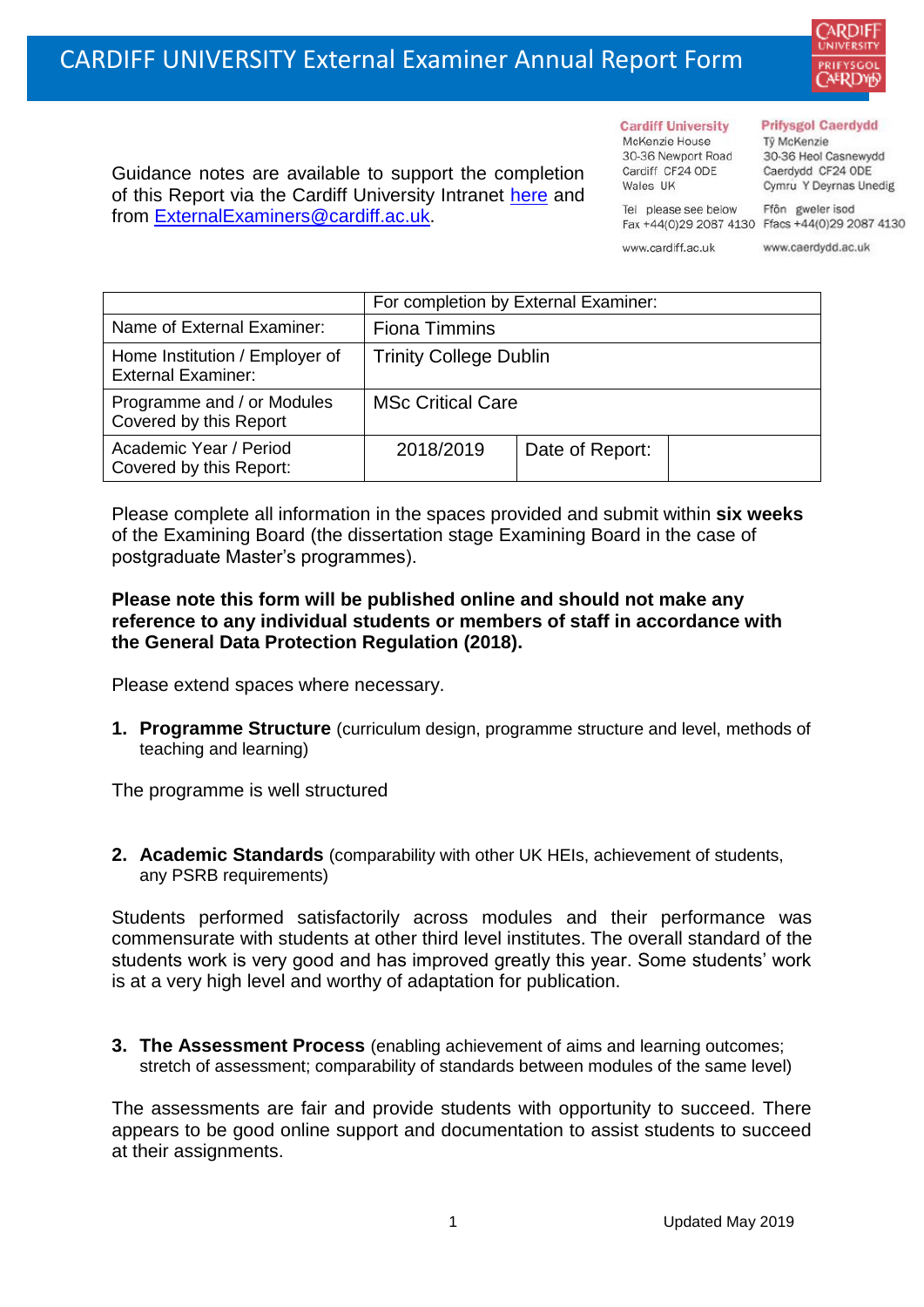# CARDIFF UNIVERSITY External Examiner Annual Report Form

Guidance notes are available to support the completion of this Report via the Cardiff University Intranet [here](#) and from [ExternalExaminers@cardiff.ac.uk](mailto:ExternalExaminers@cardiff.ac.uk).

**Cardiff University**
McKenzie House
30-36 Newport Road
Cardiff CF24 0DE
Wales UK

Tel please see below
Fax +44(0)29 2087 4130

www.cardiff.ac.uk

**Prifysgol Caerdydd**
Tŷ McKenzie
30-36 Heol Casnewydd
Caerdydd CF24 0DE
Cymru Y Deyrnas Unedig

Ffôn gweler isod
Ffacs +44(0)29 2087 4130

www.caerdydd.ac.uk

| | For completion by External Examiner: | | |
|---|---|---|---|
| Name of External Examiner: | Fiona Timmins | | |
| Home Institution / Employer of External Examiner: | Trinity College Dublin | | |
| Programme and / or Modules Covered by this Report | MSc Critical Care | | |
| Academic Year / Period Covered by this Report: | 2018/2019 | Date of Report: | |

Please complete all information in the spaces provided and submit within **six weeks** of the Examining Board (the dissertation stage Examining Board in the case of postgraduate Master's programmes).

**Please note this form will be published online and should not make any reference to any individual students or members of staff in accordance with the General Data Protection Regulation (2018).**

Please extend spaces where necessary.

1. **Programme Structure** (curriculum design, programme structure and level, methods of teaching and learning)

The programme is well structured

2. **Academic Standards** (comparability with other UK HEIs, achievement of students, any PSRB requirements)

Students performed satisfactorily across modules and their performance was commensurate with students at other third level institutes. The overall standard of the students work is very good and has improved greatly this year. Some students' work is at a very high level and worthy of adaptation for publication.

3. **The Assessment Process** (enabling achievement of aims and learning outcomes; stretch of assessment; comparability of standards between modules of the same level)

The assessments are fair and provide students with opportunity to succeed. There appears to be good online support and documentation to assist students to succeed at their assignments.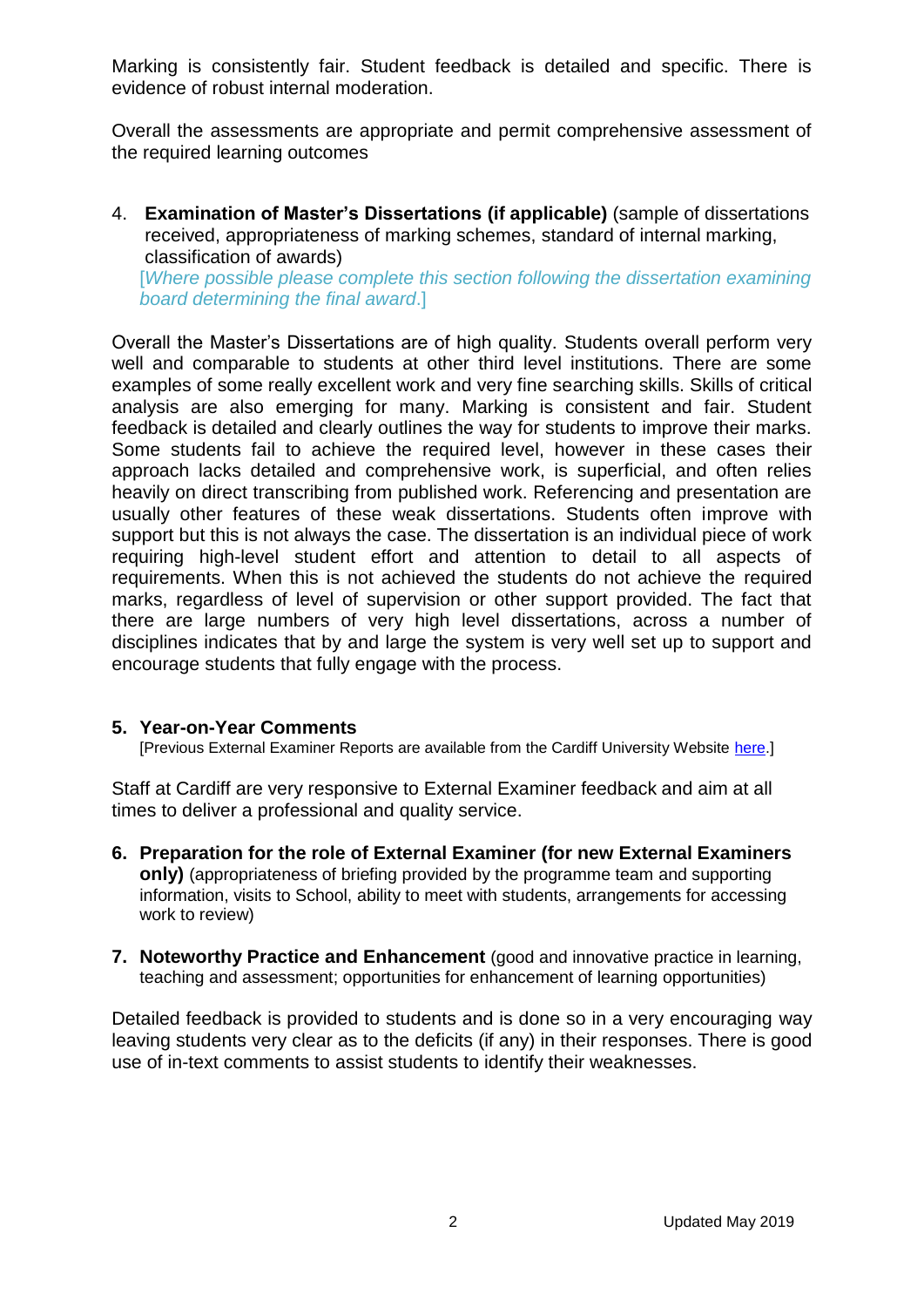Marking is consistently fair. Student feedback is detailed and specific. There is evidence of robust internal moderation.

Overall the assessments are appropriate and permit comprehensive assessment of the required learning outcomes

4. **Examination of Master's Dissertations (if applicable)** (sample of dissertations received, appropriateness of marking schemes, standard of internal marking, classification of awards)
   [*Where possible please complete this section following the dissertation examining board determining the final award*.]

Overall the Master's Dissertations are of high quality. Students overall perform very well and comparable to students at other third level institutions. There are some examples of some really excellent work and very fine searching skills. Skills of critical analysis are also emerging for many. Marking is consistent and fair. Student feedback is detailed and clearly outlines the way for students to improve their marks. Some students fail to achieve the required level, however in these cases their approach lacks detailed and comprehensive work, is superficial, and often relies heavily on direct transcribing from published work. Referencing and presentation are usually other features of these weak dissertations. Students often improve with support but this is not always the case. The dissertation is an individual piece of work requiring high-level student effort and attention to detail to all aspects of requirements. When this is not achieved the students do not achieve the required marks, regardless of level of supervision or other support provided. The fact that there are large numbers of very high level dissertations, across a number of disciplines indicates that by and large the system is very well set up to support and encourage students that fully engage with the process.

**5. Year-on-Year Comments**
[Previous External Examiner Reports are available from the Cardiff University Website here.]

Staff at Cardiff are very responsive to External Examiner feedback and aim at all times to deliver a professional and quality service.

**6. Preparation for the role of External Examiner (for new External Examiners only)** (appropriateness of briefing provided by the programme team and supporting information, visits to School, ability to meet with students, arrangements for accessing work to review)

**7. Noteworthy Practice and Enhancement** (good and innovative practice in learning, teaching and assessment; opportunities for enhancement of learning opportunities)

Detailed feedback is provided to students and is done so in a very encouraging way leaving students very clear as to the deficits (if any) in their responses. There is good use of in-text comments to assist students to identify their weaknesses.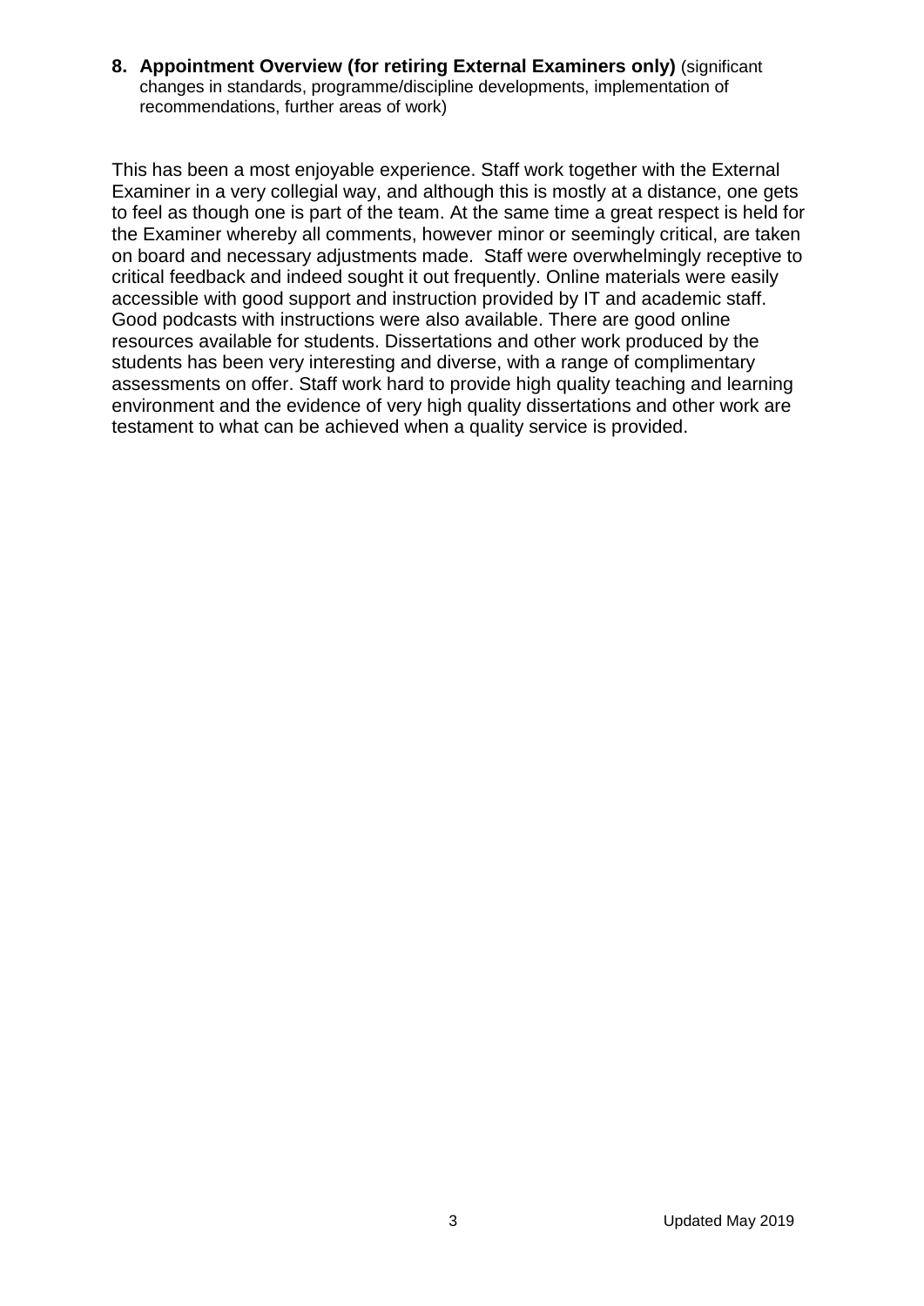**8. Appointment Overview (for retiring External Examiners only)** (significant changes in standards, programme/discipline developments, implementation of recommendations, further areas of work)

This has been a most enjoyable experience. Staff work together with the External Examiner in a very collegial way, and although this is mostly at a distance, one gets to feel as though one is part of the team. At the same time a great respect is held for the Examiner whereby all comments, however minor or seemingly critical, are taken on board and necessary adjustments made. Staff were overwhelmingly receptive to critical feedback and indeed sought it out frequently. Online materials were easily accessible with good support and instruction provided by IT and academic staff. Good podcasts with instructions were also available. There are good online resources available for students. Dissertations and other work produced by the students has been very interesting and diverse, with a range of complimentary assessments on offer. Staff work hard to provide high quality teaching and learning environment and the evidence of very high quality dissertations and other work are testament to what can be achieved when a quality service is provided.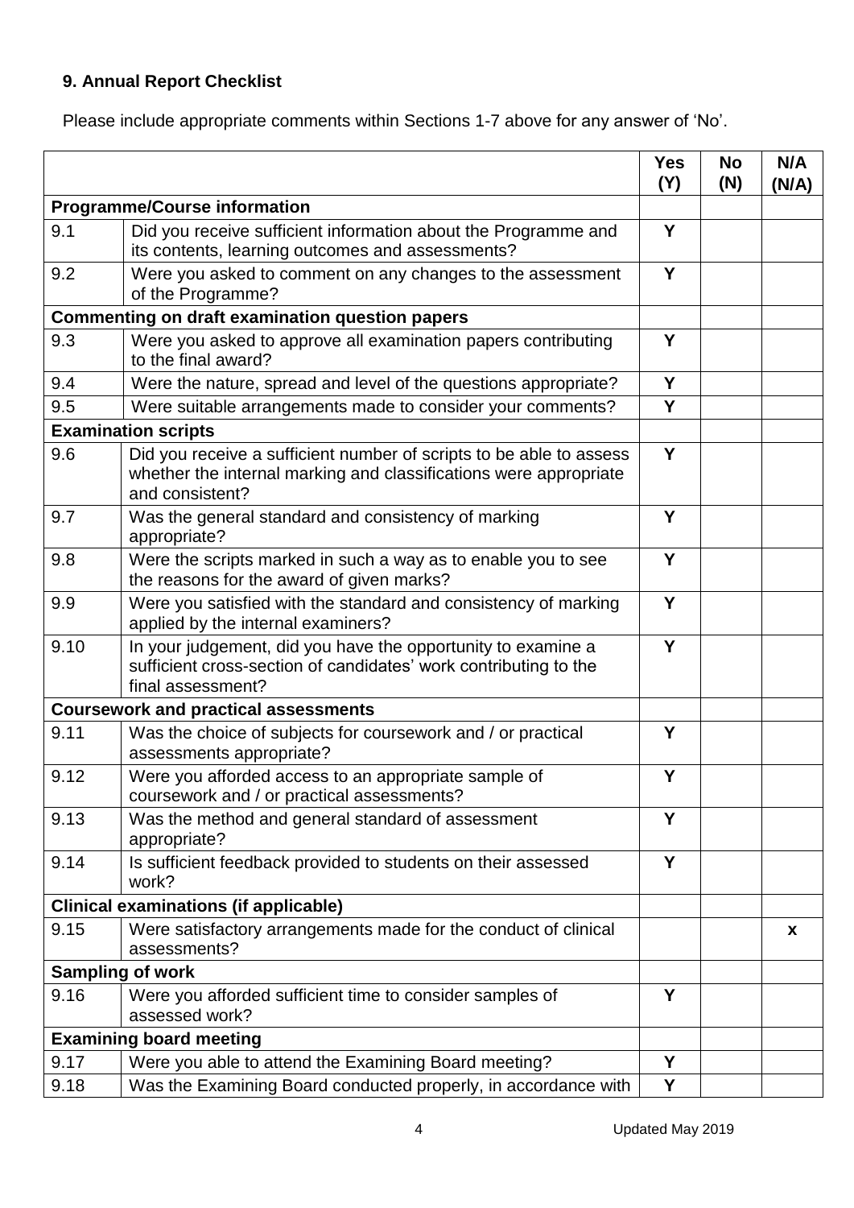### 9. Annual Report Checklist

Please include appropriate comments within Sections 1-7 above for any answer of 'No'.

| | | Yes (Y) | No (N) | N/A (N/A) |
|---|---|---|---|---|
| **Programme/Course information** | | | | |
| 9.1 | Did you receive sufficient information about the Programme and its contents, learning outcomes and assessments? | Y | | |
| 9.2 | Were you asked to comment on any changes to the assessment of the Programme? | Y | | |
| **Commenting on draft examination question papers** | | | | |
| 9.3 | Were you asked to approve all examination papers contributing to the final award? | Y | | |
| 9.4 | Were the nature, spread and level of the questions appropriate? | Y | | |
| 9.5 | Were suitable arrangements made to consider your comments? | Y | | |
| **Examination scripts** | | | | |
| 9.6 | Did you receive a sufficient number of scripts to be able to assess whether the internal marking and classifications were appropriate and consistent? | Y | | |
| 9.7 | Was the general standard and consistency of marking appropriate? | Y | | |
| 9.8 | Were the scripts marked in such a way as to enable you to see the reasons for the award of given marks? | Y | | |
| 9.9 | Were you satisfied with the standard and consistency of marking applied by the internal examiners? | Y | | |
| 9.10 | In your judgement, did you have the opportunity to examine a sufficient cross-section of candidates' work contributing to the final assessment? | Y | | |
| **Coursework and practical assessments** | | | | |
| 9.11 | Was the choice of subjects for coursework and / or practical assessments appropriate? | Y | | |
| 9.12 | Were you afforded access to an appropriate sample of coursework and / or practical assessments? | Y | | |
| 9.13 | Was the method and general standard of assessment appropriate? | Y | | |
| 9.14 | Is sufficient feedback provided to students on their assessed work? | Y | | |
| **Clinical examinations (if applicable)** | | | | |
| 9.15 | Were satisfactory arrangements made for the conduct of clinical assessments? | | | x |
| **Sampling of work** | | | | |
| 9.16 | Were you afforded sufficient time to consider samples of assessed work? | Y | | |
| **Examining board meeting** | | | | |
| 9.17 | Were you able to attend the Examining Board meeting? | Y | | |
| 9.18 | Was the Examining Board conducted properly, in accordance with | Y | | |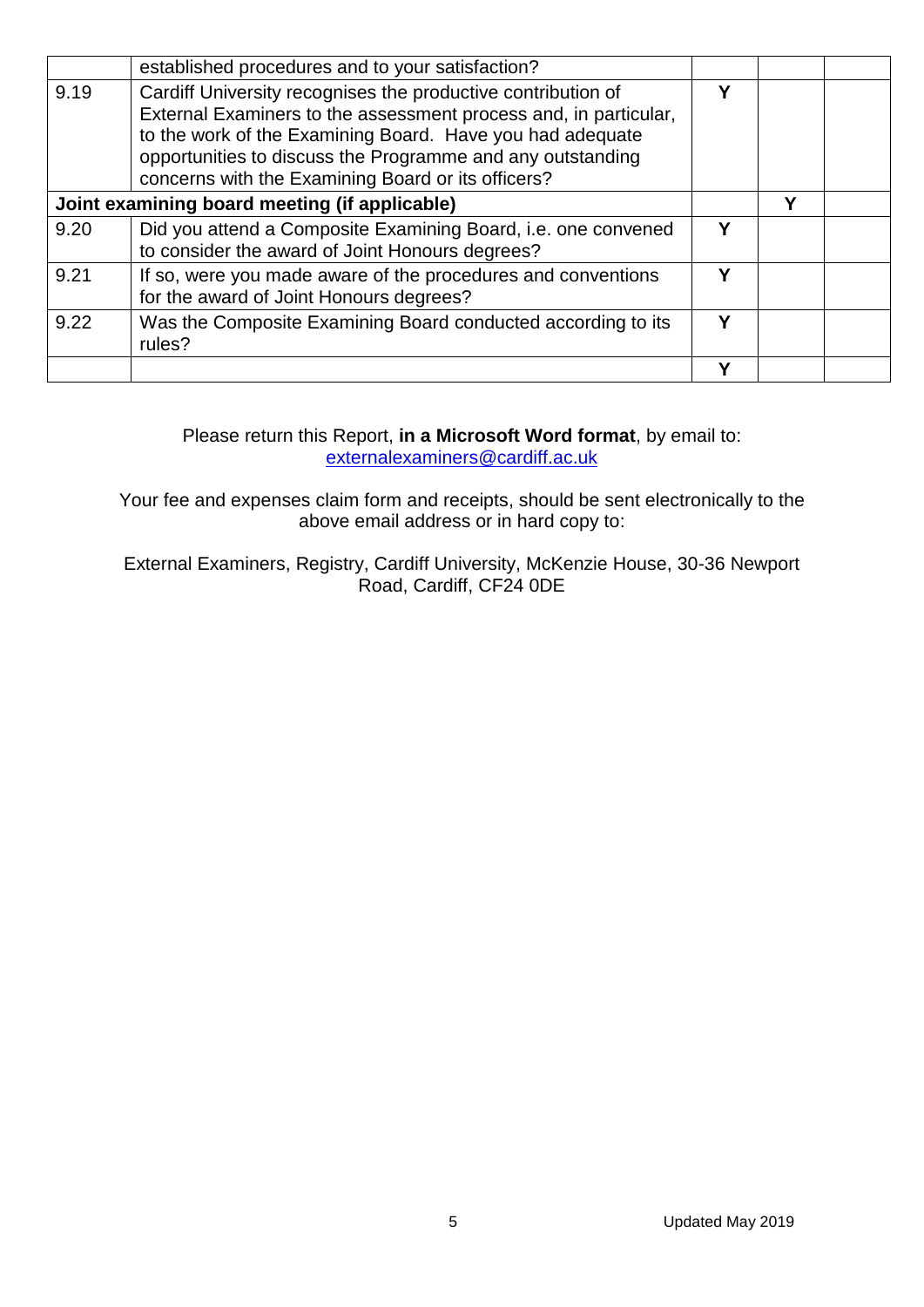| | | | | |
|---|---|---|---|---|
| | established procedures and to your satisfaction? | | | |
| 9.19 | Cardiff University recognises the productive contribution of External Examiners to the assessment process and, in particular, to the work of the Examining Board. Have you had adequate opportunities to discuss the Programme and any outstanding concerns with the Examining Board or its officers? | Y | | |
| **Joint examining board meeting (if applicable)** | | | Y | |
| 9.20 | Did you attend a Composite Examining Board, i.e. one convened to consider the award of Joint Honours degrees? | Y | | |
| 9.21 | If so, were you made aware of the procedures and conventions for the award of Joint Honours degrees? | Y | | |
| 9.22 | Was the Composite Examining Board conducted according to its rules? | Y | | |
| | | Y | | |

Please return this Report, **in a Microsoft Word format**, by email to: externalexaminers@cardiff.ac.uk

Your fee and expenses claim form and receipts, should be sent electronically to the above email address or in hard copy to:

External Examiners, Registry, Cardiff University, McKenzie House, 30-36 Newport Road, Cardiff, CF24 0DE

Updated May 2019